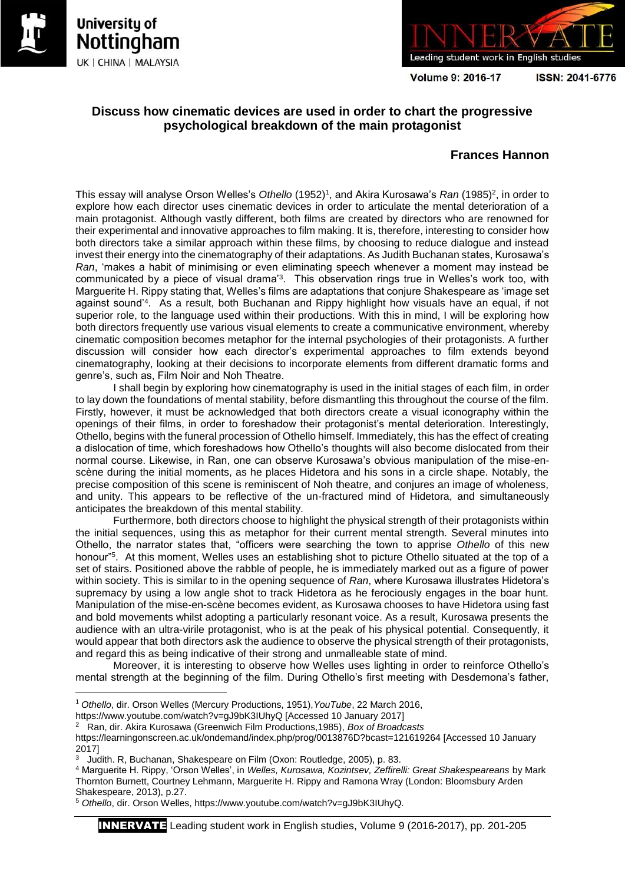# Discuss how cinematic devices are used in order to chart the progressive psychological breakdown of the main protagonist

**Frances Hannon**

This essay will analyse Orson Welles's *Othello* (1952)[1], and Akira Kurosawa's *Ran* (1985)[2], in order to explore how each director uses cinematic devices in order to articulate the mental deterioration of a main protagonist. Although vastly different, both films are created by directors who are renowned for their experimental and innovative approaches to film making. It is, therefore, interesting to consider how both directors take a similar approach within these films, by choosing to reduce dialogue and instead invest their energy into the cinematography of their adaptations. As Judith Buchanan states, Kurosawa's *Ran*, 'makes a habit of minimising or even eliminating speech whenever a moment may instead be communicated by a piece of visual drama'[3]. This observation rings true in Welles's work too, with Marguerite H. Rippy stating that, Welles's films are adaptations that conjure Shakespeare as 'image set against sound'[4]. As a result, both Buchanan and Rippy highlight how visuals have an equal, if not superior role, to the language used within their productions. With this in mind, I will be exploring how both directors frequently use various visual elements to create a communicative environment, whereby cinematic composition becomes metaphor for the internal psychologies of their protagonists. A further discussion will consider how each director's experimental approaches to film extends beyond cinematography, looking at their decisions to incorporate elements from different dramatic forms and genre's, such as, Film Noir and Noh Theatre.

I shall begin by exploring how cinematography is used in the initial stages of each film, in order to lay down the foundations of mental stability, before dismantling this throughout the course of the film. Firstly, however, it must be acknowledged that both directors create a visual iconography within the openings of their films, in order to foreshadow their protagonist's mental deterioration. Interestingly, Othello, begins with the funeral procession of Othello himself. Immediately, this has the effect of creating a dislocation of time, which foreshadows how Othello's thoughts will also become dislocated from their normal course. Likewise, in Ran, one can observe Kurosawa's obvious manipulation of the mise-en-scène during the initial moments, as he places Hidetora and his sons in a circle shape. Notably, the precise composition of this scene is reminiscent of Noh theatre, and conjures an image of wholeness, and unity. This appears to be reflective of the un-fractured mind of Hidetora, and simultaneously anticipates the breakdown of this mental stability.

Furthermore, both directors choose to highlight the physical strength of their protagonists within the initial sequences, using this as metaphor for their current mental strength. Several minutes into Othello, the narrator states that, "officers were searching the town to apprise *Othello* of this new honour"[5]. At this moment, Welles uses an establishing shot to picture Othello situated at the top of a set of stairs. Positioned above the rabble of people, he is immediately marked out as a figure of power within society. This is similar to in the opening sequence of *Ran*, where Kurosawa illustrates Hidetora's supremacy by using a low angle shot to track Hidetora as he ferociously engages in the boar hunt. Manipulation of the mise-en-scène becomes evident, as Kurosawa chooses to have Hidetora using fast and bold movements whilst adopting a particularly resonant voice. As a result, Kurosawa presents the audience with an ultra-virile protagonist, who is at the peak of his physical potential. Consequently, it would appear that both directors ask the audience to observe the physical strength of their protagonists, and regard this as being indicative of their strong and unmalleable state of mind.

Moreover, it is interesting to observe how Welles uses lighting in order to reinforce Othello's mental strength at the beginning of the film. During Othello's first meeting with Desdemona's father,

---

[1] *Othello*, dir. Orson Welles (Mercury Productions, 1951),*YouTube*, 22 March 2016, https://www.youtube.com/watch?v=gJ9bK3IUhyQ [Accessed 10 January 2017]

[2] Ran, dir. Akira Kurosawa (Greenwich Film Productions,1985), *Box of Broadcasts* https://learningonscreen.ac.uk/ondemand/index.php/prog/0013876D?bcast=121619264 [Accessed 10 January 2017]

[3] Judith. R, Buchanan, Shakespeare on Film (Oxon: Routledge, 2005), p. 83.

[4] Marguerite H. Rippy, 'Orson Welles', in *Welles, Kurosawa, Kozintsev, Zeffirelli: Great Shakespeareans* by Mark Thornton Burnett, Courtney Lehmann, Marguerite H. Rippy and Ramona Wray (London: Bloomsbury Arden Shakespeare, 2013), p.27.

[5] *Othello*, dir. Orson Welles, https://www.youtube.com/watch?v=gJ9bK3IUhyQ.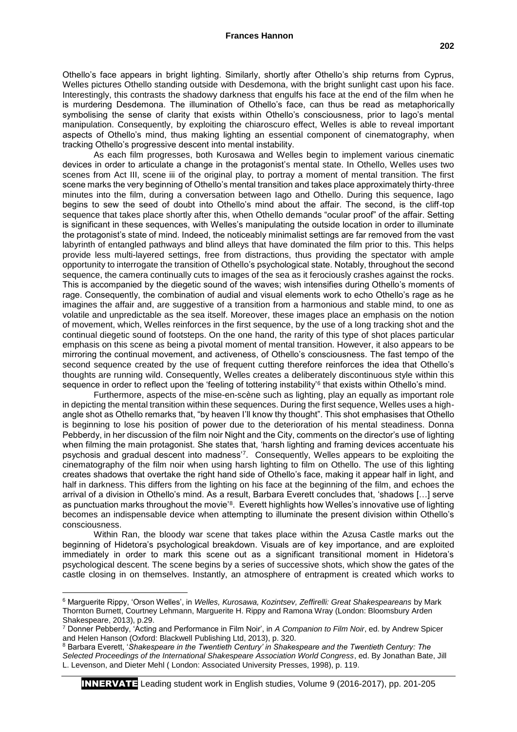Othello's face appears in bright lighting. Similarly, shortly after Othello's ship returns from Cyprus, Welles pictures Othello standing outside with Desdemona, with the bright sunlight cast upon his face. Interestingly, this contrasts the shadowy darkness that engulfs his face at the end of the film when he is murdering Desdemona. The illumination of Othello's face, can thus be read as metaphorically symbolising the sense of clarity that exists within Othello's consciousness, prior to Iago's mental manipulation. Consequently, by exploiting the chiaroscuro effect, Welles is able to reveal important aspects of Othello's mind, thus making lighting an essential component of cinematography, when tracking Othello's progressive descent into mental instability.

As each film progresses, both Kurosawa and Welles begin to implement various cinematic devices in order to articulate a change in the protagonist's mental state. In Othello, Welles uses two scenes from Act III, scene iii of the original play, to portray a moment of mental transition. The first scene marks the very beginning of Othello's mental transition and takes place approximately thirty-three minutes into the film, during a conversation between Iago and Othello. During this sequence, Iago begins to sew the seed of doubt into Othello's mind about the affair. The second, is the cliff-top sequence that takes place shortly after this, when Othello demands "ocular proof" of the affair. Setting is significant in these sequences, with Welles's manipulating the outside location in order to illuminate the protagonist's state of mind. Indeed, the noticeably minimalist settings are far removed from the vast labyrinth of entangled pathways and blind alleys that have dominated the film prior to this. This helps provide less multi-layered settings, free from distractions, thus providing the spectator with ample opportunity to interrogate the transition of Othello's psychological state. Notably, throughout the second sequence, the camera continually cuts to images of the sea as it ferociously crashes against the rocks. This is accompanied by the diegetic sound of the waves; wish intensifies during Othello's moments of rage. Consequently, the combination of audial and visual elements work to echo Othello's rage as he imagines the affair and, are suggestive of a transition from a harmonious and stable mind, to one as volatile and unpredictable as the sea itself. Moreover, these images place an emphasis on the notion of movement, which, Welles reinforces in the first sequence, by the use of a long tracking shot and the continual diegetic sound of footsteps. On the one hand, the rarity of this type of shot places particular emphasis on this scene as being a pivotal moment of mental transition. However, it also appears to be mirroring the continual movement, and activeness, of Othello's consciousness. The fast tempo of the second sequence created by the use of frequent cutting therefore reinforces the idea that Othello's thoughts are running wild. Consequently, Welles creates a deliberately discontinuous style within this sequence in order to reflect upon the 'feeling of tottering instability'[6] that exists within Othello's mind.

Furthermore, aspects of the mise-en-scène such as lighting, play an equally as important role in depicting the mental transition within these sequences. During the first sequence, Welles uses a high-angle shot as Othello remarks that, "by heaven I'll know thy thought". This shot emphasises that Othello is beginning to lose his position of power due to the deterioration of his mental steadiness. Donna Pebberdy, in her discussion of the film noir Night and the City, comments on the director's use of lighting when filming the main protagonist. She states that, 'harsh lighting and framing devices accentuate his psychosis and gradual descent into madness'[7]. Consequently, Welles appears to be exploiting the cinematography of the film noir when using harsh lighting to film on Othello. The use of this lighting creates shadows that overtake the right hand side of Othello's face, making it appear half in light, and half in darkness. This differs from the lighting on his face at the beginning of the film, and echoes the arrival of a division in Othello's mind. As a result, Barbara Everett concludes that, 'shadows […] serve as punctuation marks throughout the movie'[8]. Everett highlights how Welles's innovative use of lighting becomes an indispensable device when attempting to illuminate the present division within Othello's consciousness.

Within Ran, the bloody war scene that takes place within the Azusa Castle marks out the beginning of Hidetora's psychological breakdown. Visuals are of key importance, and are exploited immediately in order to mark this scene out as a significant transitional moment in Hidetora's psychological descent. The scene begins by a series of successive shots, which show the gates of the castle closing in on themselves. Instantly, an atmosphere of entrapment is created which works to

---

[6] Marguerite Rippy, 'Orson Welles', in *Welles, Kurosawa, Kozintsev, Zeffirelli: Great Shakespeareans* by Mark Thornton Burnett, Courtney Lehmann, Marguerite H. Rippy and Ramona Wray (London: Bloomsbury Arden Shakespeare, 2013), p.29.

[7] Donner Pebberdy, 'Acting and Performance in Film Noir', in *A Companion to Film Noir*, ed. by Andrew Spicer and Helen Hanson (Oxford: Blackwell Publishing Ltd, 2013), p. 320.

[8] Barbara Everett, '*Shakespeare in the Twentieth Century' in Shakespeare and the Twentieth Century: The Selected Proceedings of the International Shakespeare Association World Congress*, ed. By Jonathan Bate, Jill L. Levenson, and Dieter Mehl ( London: Associated University Presses, 1998), p. 119.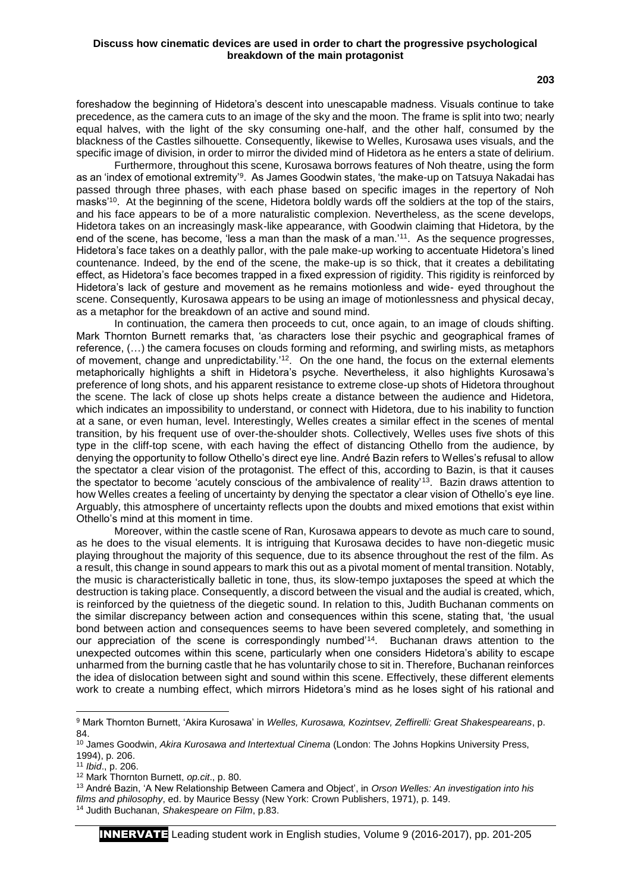foreshadow the beginning of Hidetora's descent into unescapable madness. Visuals continue to take precedence, as the camera cuts to an image of the sky and the moon. The frame is split into two; nearly equal halves, with the light of the sky consuming one-half, and the other half, consumed by the blackness of the Castles silhouette. Consequently, likewise to Welles, Kurosawa uses visuals, and the specific image of division, in order to mirror the divided mind of Hidetora as he enters a state of delirium.

Furthermore, throughout this scene, Kurosawa borrows features of Noh theatre, using the form as an 'index of emotional extremity'[9]. As James Goodwin states, 'the make-up on Tatsuya Nakadai has passed through three phases, with each phase based on specific images in the repertory of Noh masks'[10]. At the beginning of the scene, Hidetora boldly wards off the soldiers at the top of the stairs, and his face appears to be of a more naturalistic complexion. Nevertheless, as the scene develops, Hidetora takes on an increasingly mask-like appearance, with Goodwin claiming that Hidetora, by the end of the scene, has become, 'less a man than the mask of a man.'[11]. As the sequence progresses, Hidetora's face takes on a deathly pallor, with the pale make-up working to accentuate Hidetora's lined countenance. Indeed, by the end of the scene, the make-up is so thick, that it creates a debilitating effect, as Hidetora's face becomes trapped in a fixed expression of rigidity. This rigidity is reinforced by Hidetora's lack of gesture and movement as he remains motionless and wide- eyed throughout the scene. Consequently, Kurosawa appears to be using an image of motionlessness and physical decay, as a metaphor for the breakdown of an active and sound mind.

In continuation, the camera then proceeds to cut, once again, to an image of clouds shifting. Mark Thornton Burnett remarks that, 'as characters lose their psychic and geographical frames of reference, (…) the camera focuses on clouds forming and reforming, and swirling mists, as metaphors of movement, change and unpredictability.'[12]. On the one hand, the focus on the external elements metaphorically highlights a shift in Hidetora's psyche. Nevertheless, it also highlights Kurosawa's preference of long shots, and his apparent resistance to extreme close-up shots of Hidetora throughout the scene. The lack of close up shots helps create a distance between the audience and Hidetora, which indicates an impossibility to understand, or connect with Hidetora, due to his inability to function at a sane, or even human, level. Interestingly, Welles creates a similar effect in the scenes of mental transition, by his frequent use of over-the-shoulder shots. Collectively, Welles uses five shots of this type in the cliff-top scene, with each having the effect of distancing Othello from the audience, by denying the opportunity to follow Othello's direct eye line. André Bazin refers to Welles's refusal to allow the spectator a clear vision of the protagonist. The effect of this, according to Bazin, is that it causes the spectator to become 'acutely conscious of the ambivalence of reality'[13]. Bazin draws attention to how Welles creates a feeling of uncertainty by denying the spectator a clear vision of Othello's eye line. Arguably, this atmosphere of uncertainty reflects upon the doubts and mixed emotions that exist within Othello's mind at this moment in time.

Moreover, within the castle scene of Ran, Kurosawa appears to devote as much care to sound, as he does to the visual elements. It is intriguing that Kurosawa decides to have non-diegetic music playing throughout the majority of this sequence, due to its absence throughout the rest of the film. As a result, this change in sound appears to mark this out as a pivotal moment of mental transition. Notably, the music is characteristically balletic in tone, thus, its slow-tempo juxtaposes the speed at which the destruction is taking place. Consequently, a discord between the visual and the audial is created, which, is reinforced by the quietness of the diegetic sound. In relation to this, Judith Buchanan comments on the similar discrepancy between action and consequences within this scene, stating that, 'the usual bond between action and consequences seems to have been severed completely, and something in our appreciation of the scene is correspondingly numbed'[14]. Buchanan draws attention to the unexpected outcomes within this scene, particularly when one considers Hidetora's ability to escape unharmed from the burning castle that he has voluntarily chose to sit in. Therefore, Buchanan reinforces the idea of dislocation between sight and sound within this scene. Effectively, these different elements work to create a numbing effect, which mirrors Hidetora's mind as he loses sight of his rational and

---

[9] Mark Thornton Burnett, 'Akira Kurosawa' in *Welles, Kurosawa, Kozintsev, Zeffirelli: Great Shakespeareans*, p. 84.

[10] James Goodwin, *Akira Kurosawa and Intertextual Cinema* (London: The Johns Hopkins University Press, 1994), p. 206.

[11] *Ibid*., p. 206.

[12] Mark Thornton Burnett, *op.cit*., p. 80.

[13] André Bazin, 'A New Relationship Between Camera and Object', in *Orson Welles: An investigation into his films and philosophy*, ed. by Maurice Bessy (New York: Crown Publishers, 1971), p. 149.

[14] Judith Buchanan, *Shakespeare on Film*, p.83.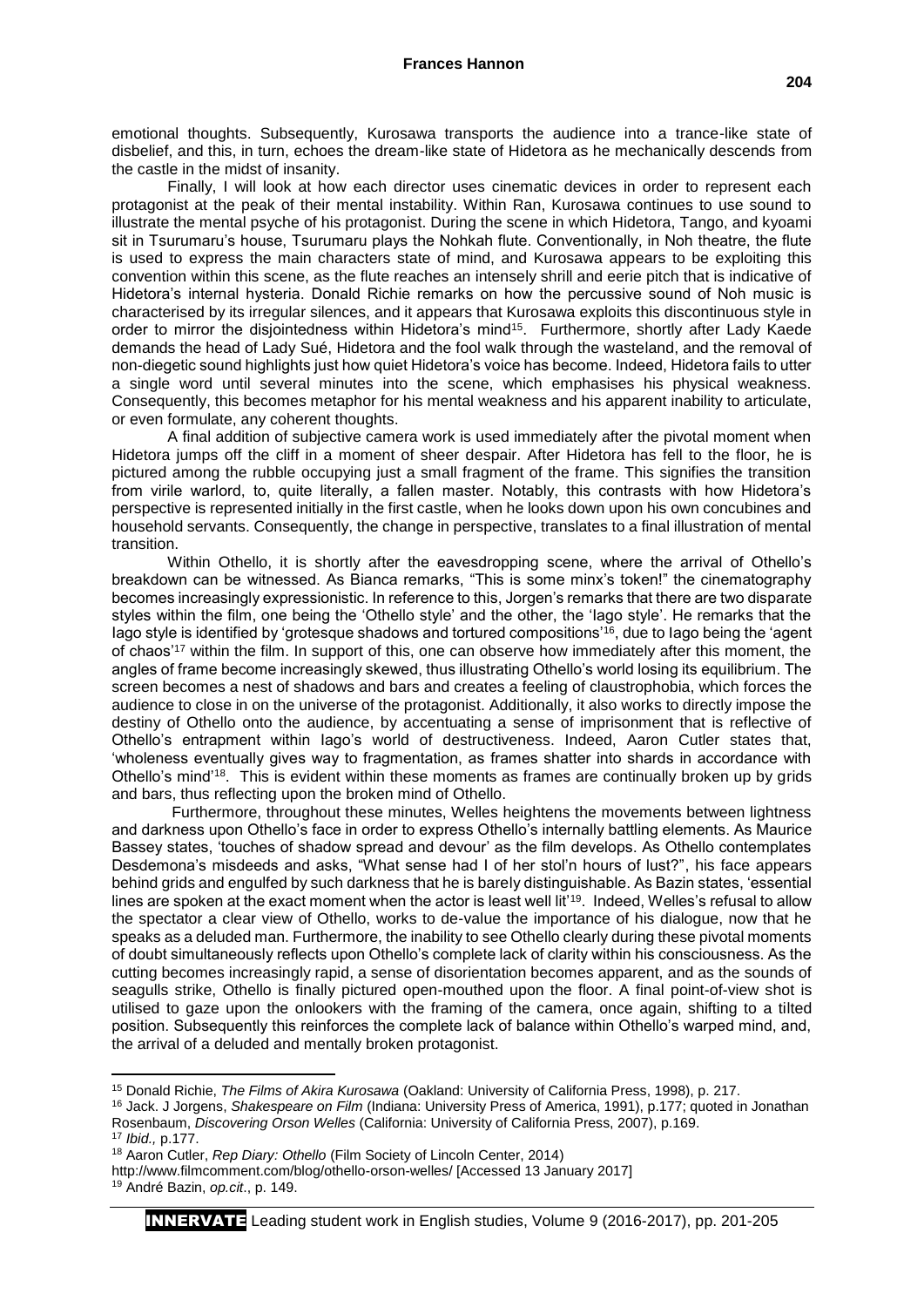emotional thoughts. Subsequently, Kurosawa transports the audience into a trance-like state of disbelief, and this, in turn, echoes the dream-like state of Hidetora as he mechanically descends from the castle in the midst of insanity.

Finally, I will look at how each director uses cinematic devices in order to represent each protagonist at the peak of their mental instability. Within Ran, Kurosawa continues to use sound to illustrate the mental psyche of his protagonist. During the scene in which Hidetora, Tango, and kyoami sit in Tsurumaru's house, Tsurumaru plays the Nohkah flute. Conventionally, in Noh theatre, the flute is used to express the main characters state of mind, and Kurosawa appears to be exploiting this convention within this scene, as the flute reaches an intensely shrill and eerie pitch that is indicative of Hidetora's internal hysteria. Donald Richie remarks on how the percussive sound of Noh music is characterised by its irregular silences, and it appears that Kurosawa exploits this discontinuous style in order to mirror the disjointedness within Hidetora's mind[15]. Furthermore, shortly after Lady Kaede demands the head of Lady Sué, Hidetora and the fool walk through the wasteland, and the removal of non-diegetic sound highlights just how quiet Hidetora's voice has become. Indeed, Hidetora fails to utter a single word until several minutes into the scene, which emphasises his physical weakness. Consequently, this becomes metaphor for his mental weakness and his apparent inability to articulate, or even formulate, any coherent thoughts.

A final addition of subjective camera work is used immediately after the pivotal moment when Hidetora jumps off the cliff in a moment of sheer despair. After Hidetora has fell to the floor, he is pictured among the rubble occupying just a small fragment of the frame. This signifies the transition from virile warlord, to, quite literally, a fallen master. Notably, this contrasts with how Hidetora's perspective is represented initially in the first castle, when he looks down upon his own concubines and household servants. Consequently, the change in perspective, translates to a final illustration of mental transition.

Within Othello, it is shortly after the eavesdropping scene, where the arrival of Othello's breakdown can be witnessed. As Bianca remarks, "This is some minx's token!" the cinematography becomes increasingly expressionistic. In reference to this, Jorgen's remarks that there are two disparate styles within the film, one being the 'Othello style' and the other, the 'Iago style'. He remarks that the Iago style is identified by 'grotesque shadows and tortured compositions'[16], due to Iago being the 'agent of chaos'[17] within the film. In support of this, one can observe how immediately after this moment, the angles of frame become increasingly skewed, thus illustrating Othello's world losing its equilibrium. The screen becomes a nest of shadows and bars and creates a feeling of claustrophobia, which forces the audience to close in on the universe of the protagonist. Additionally, it also works to directly impose the destiny of Othello onto the audience, by accentuating a sense of imprisonment that is reflective of Othello's entrapment within Iago's world of destructiveness. Indeed, Aaron Cutler states that, 'wholeness eventually gives way to fragmentation, as frames shatter into shards in accordance with Othello's mind'[18]. This is evident within these moments as frames are continually broken up by grids and bars, thus reflecting upon the broken mind of Othello.

Furthermore, throughout these minutes, Welles heightens the movements between lightness and darkness upon Othello's face in order to express Othello's internally battling elements. As Maurice Bassey states, 'touches of shadow spread and devour' as the film develops. As Othello contemplates Desdemona's misdeeds and asks, "What sense had I of her stol'n hours of lust?", his face appears behind grids and engulfed by such darkness that he is barely distinguishable. As Bazin states, 'essential lines are spoken at the exact moment when the actor is least well lit'[19]. Indeed, Welles's refusal to allow the spectator a clear view of Othello, works to de-value the importance of his dialogue, now that he speaks as a deluded man. Furthermore, the inability to see Othello clearly during these pivotal moments of doubt simultaneously reflects upon Othello's complete lack of clarity within his consciousness. As the cutting becomes increasingly rapid, a sense of disorientation becomes apparent, and as the sounds of seagulls strike, Othello is finally pictured open-mouthed upon the floor. A final point-of-view shot is utilised to gaze upon the onlookers with the framing of the camera, once again, shifting to a tilted position. Subsequently this reinforces the complete lack of balance within Othello's warped mind, and, the arrival of a deluded and mentally broken protagonist.

---

[15] Donald Richie, *The Films of Akira Kurosawa* (Oakland: University of California Press, 1998), p. 217.

[16] Jack. J Jorgens, *Shakespeare on Film* (Indiana: University Press of America, 1991), p.177; quoted in Jonathan Rosenbaum, *Discovering Orson Welles* (California: University of California Press, 2007), p.169.

[17] *Ibid.,* p.177.

[18] Aaron Cutler, *Rep Diary: Othello* (Film Society of Lincoln Center, 2014) http://www.filmcomment.com/blog/othello-orson-welles/ [Accessed 13 January 2017]

[19] André Bazin, *op.cit*., p. 149.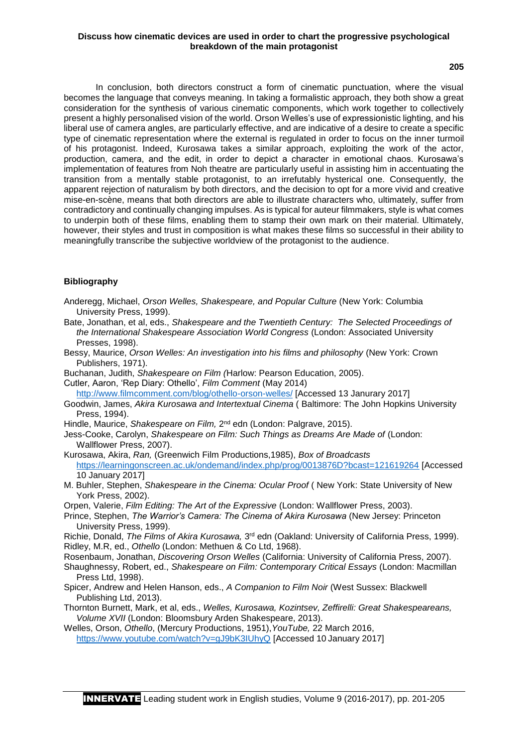In conclusion, both directors construct a form of cinematic punctuation, where the visual becomes the language that conveys meaning. In taking a formalistic approach, they both show a great consideration for the synthesis of various cinematic components, which work together to collectively present a highly personalised vision of the world. Orson Welles's use of expressionistic lighting, and his liberal use of camera angles, are particularly effective, and are indicative of a desire to create a specific type of cinematic representation where the external is regulated in order to focus on the inner turmoil of his protagonist. Indeed, Kurosawa takes a similar approach, exploiting the work of the actor, production, camera, and the edit, in order to depict a character in emotional chaos. Kurosawa's implementation of features from Noh theatre are particularly useful in assisting him in accentuating the transition from a mentally stable protagonist, to an irrefutably hysterical one. Consequently, the apparent rejection of naturalism by both directors, and the decision to opt for a more vivid and creative mise-en-scène, means that both directors are able to illustrate characters who, ultimately, suffer from contradictory and continually changing impulses. As is typical for auteur filmmakers, style is what comes to underpin both of these films, enabling them to stamp their own mark on their material. Ultimately, however, their styles and trust in composition is what makes these films so successful in their ability to meaningfully transcribe the subjective worldview of the protagonist to the audience.

### Bibliography

Anderegg, Michael, *Orson Welles, Shakespeare, and Popular Culture* (New York: Columbia University Press, 1999).

Bate, Jonathan, et al, eds., *Shakespeare and the Twentieth Century: The Selected Proceedings of the International Shakespeare Association World Congress* (London: Associated University Presses, 1998).

Bessy, Maurice, *Orson Welles: An investigation into his films and philosophy* (New York: Crown Publishers, 1971).

Buchanan, Judith, *Shakespeare on Film (*Harlow: Pearson Education, 2005).

Cutler, Aaron, 'Rep Diary: Othello', *Film Comment* (May 2014) http://www.filmcomment.com/blog/othello-orson-welles/ [Accessed 13 Janurary 2017]

Goodwin, James, *Akira Kurosawa and Intertextual Cinema* ( Baltimore: The John Hopkins University Press, 1994).

Hindle, Maurice, *Shakespeare on Film,* 2nd edn (London: Palgrave, 2015).

Jess-Cooke, Carolyn, *Shakespeare on Film: Such Things as Dreams Are Made of* (London: Wallflower Press, 2007).

Kurosawa, Akira, *Ran,* (Greenwich Film Productions,1985), *Box of Broadcasts* https://learningonscreen.ac.uk/ondemand/index.php/prog/0013876D?bcast=121619264 [Accessed 10 January 2017]

M. Buhler, Stephen, *Shakespeare in the Cinema: Ocular Proof* ( New York: State University of New York Press, 2002).

Orpen, Valerie, *Film Editing: The Art of the Expressive* (London: Wallflower Press, 2003).

Prince, Stephen, *The Warrior's Camera: The Cinema of Akira Kurosawa* (New Jersey: Princeton University Press, 1999).

Richie, Donald, *The Films of Akira Kurosawa,* 3rd edn (Oakland: University of California Press, 1999).

Ridley, M.R, ed., *Othello* (London: Methuen & Co Ltd, 1968).

Rosenbaum, Jonathan, *Discovering Orson Welles* (California: University of California Press, 2007).

Shaughnessy, Robert, ed., *Shakespeare on Film: Contemporary Critical Essays* (London: Macmillan Press Ltd, 1998).

Spicer, Andrew and Helen Hanson, eds., *A Companion to Film Noir* (West Sussex: Blackwell Publishing Ltd, 2013).

Thornton Burnett, Mark, et al, eds., *Welles, Kurosawa, Kozintsev, Zeffirelli: Great Shakespeareans, Volume XVII* (London: Bloomsbury Arden Shakespeare, 2013).

Welles, Orson, *Othello*, (Mercury Productions, 1951),*YouTube,* 22 March 2016, https://www.youtube.com/watch?v=gJ9bK3IUhyQ [Accessed 10 January 2017]